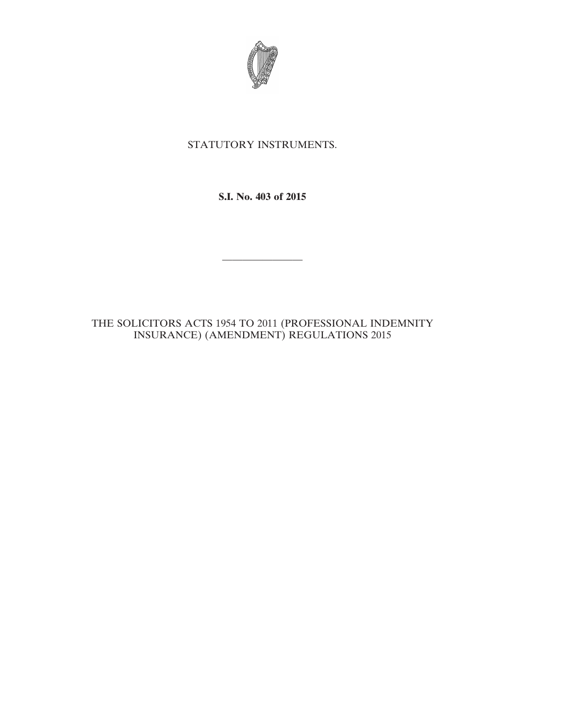STATUTORY INSTRUMENTS.

**S.I. No. 403 of 2015**

————————

THE SOLICITORS ACTS 1954 TO 2011 (PROFESSIONAL INDEMNITY INSURANCE) (AMENDMENT) REGULATIONS 2015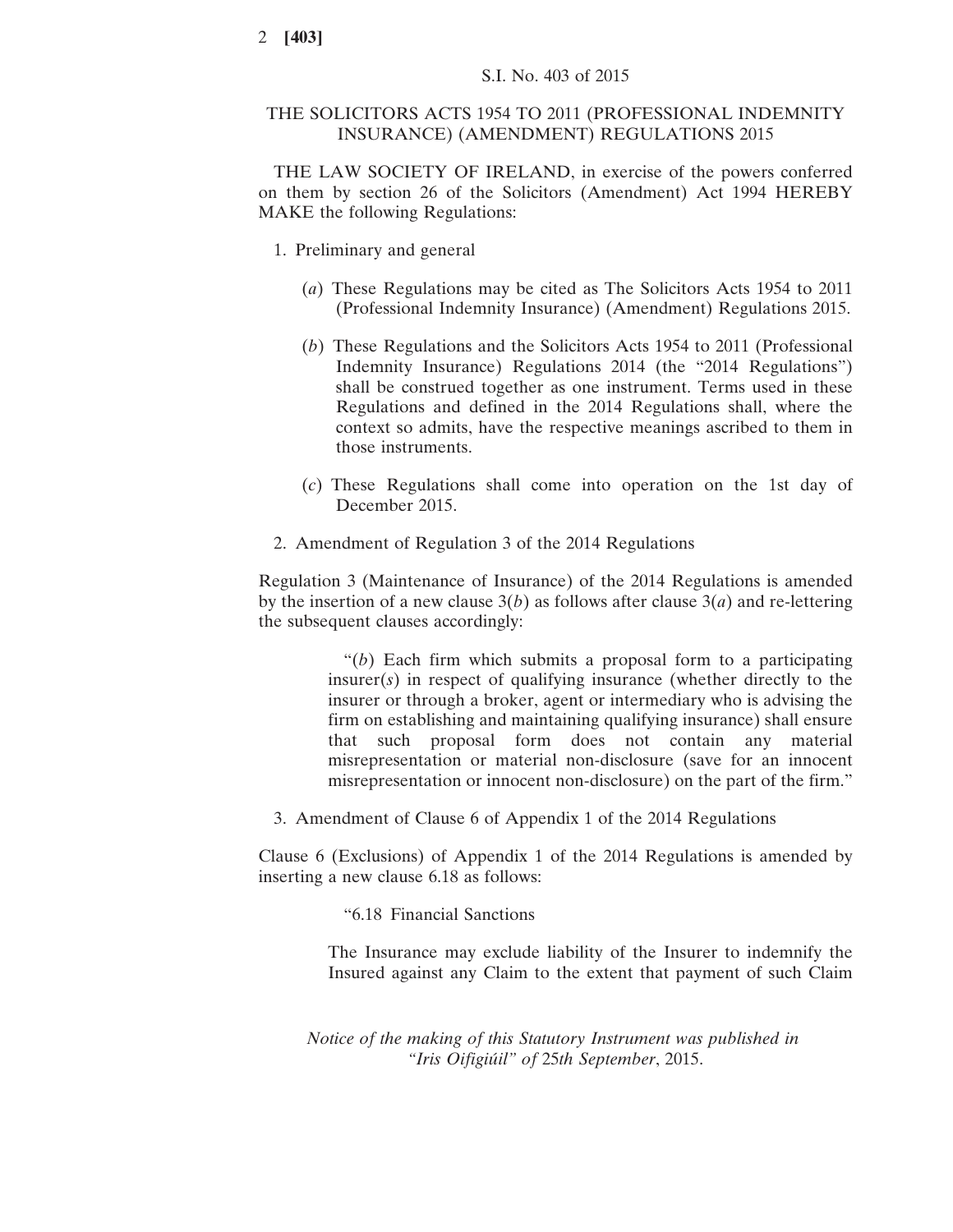S.I. No. 403 of 2015

# THE SOLICITORS ACTS 1954 TO 2011 (PROFESSIONAL INDEMNITY INSURANCE) (AMENDMENT) REGULATIONS 2015

THE LAW SOCIETY OF IRELAND, in exercise of the powers conferred on them by section 26 of the Solicitors (Amendment) Act 1994 HEREBY MAKE the following Regulations:

1. Preliminary and general

   (*a*) These Regulations may be cited as The Solicitors Acts 1954 to 2011 (Professional Indemnity Insurance) (Amendment) Regulations 2015.

   (*b*) These Regulations and the Solicitors Acts 1954 to 2011 (Professional Indemnity Insurance) Regulations 2014 (the "2014 Regulations") shall be construed together as one instrument. Terms used in these Regulations and defined in the 2014 Regulations shall, where the context so admits, have the respective meanings ascribed to them in those instruments.

   (*c*) These Regulations shall come into operation on the 1st day of December 2015.

2. Amendment of Regulation 3 of the 2014 Regulations

Regulation 3 (Maintenance of Insurance) of the 2014 Regulations is amended by the insertion of a new clause 3(*b*) as follows after clause 3(*a*) and re-lettering the subsequent clauses accordingly:

> "(*b*) Each firm which submits a proposal form to a participating insurer(*s*) in respect of qualifying insurance (whether directly to the insurer or through a broker, agent or intermediary who is advising the firm on establishing and maintaining qualifying insurance) shall ensure that such proposal form does not contain any material misrepresentation or material non-disclosure (save for an innocent misrepresentation or innocent non-disclosure) on the part of the firm."

3. Amendment of Clause 6 of Appendix 1 of the 2014 Regulations

Clause 6 (Exclusions) of Appendix 1 of the 2014 Regulations is amended by inserting a new clause 6.18 as follows:

> "6.18 Financial Sanctions
>
> The Insurance may exclude liability of the Insurer to indemnify the Insured against any Claim to the extent that payment of such Claim

*Notice of the making of this Statutory Instrument was published in "Iris Oifigiúil" of 25th September, 2015.*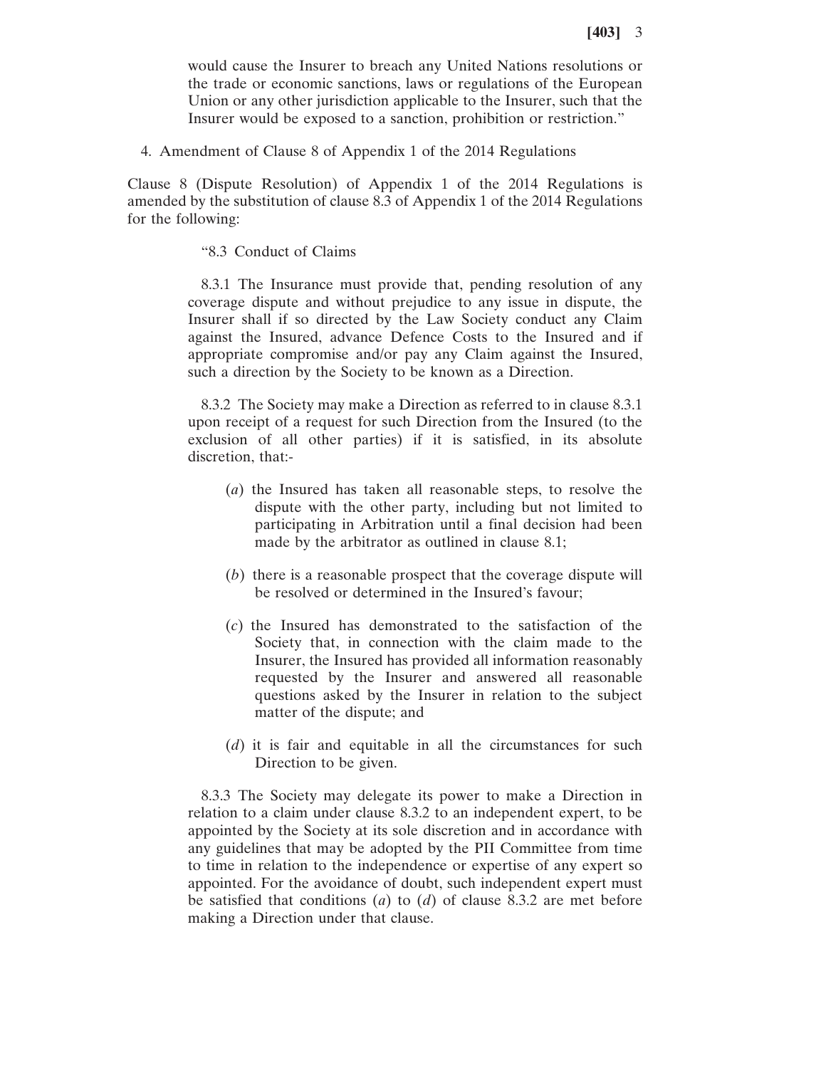would cause the Insurer to breach any United Nations resolutions or the trade or economic sanctions, laws or regulations of the European Union or any other jurisdiction applicable to the Insurer, such that the Insurer would be exposed to a sanction, prohibition or restriction."

4. Amendment of Clause 8 of Appendix 1 of the 2014 Regulations

Clause 8 (Dispute Resolution) of Appendix 1 of the 2014 Regulations is amended by the substitution of clause 8.3 of Appendix 1 of the 2014 Regulations for the following:

"8.3 Conduct of Claims

8.3.1 The Insurance must provide that, pending resolution of any coverage dispute and without prejudice to any issue in dispute, the Insurer shall if so directed by the Law Society conduct any Claim against the Insured, advance Defence Costs to the Insured and if appropriate compromise and/or pay any Claim against the Insured, such a direction by the Society to be known as a Direction.

8.3.2 The Society may make a Direction as referred to in clause 8.3.1 upon receipt of a request for such Direction from the Insured (to the exclusion of all other parties) if it is satisfied, in its absolute discretion, that:-

(*a*) the Insured has taken all reasonable steps, to resolve the dispute with the other party, including but not limited to participating in Arbitration until a final decision had been made by the arbitrator as outlined in clause 8.1;

(*b*) there is a reasonable prospect that the coverage dispute will be resolved or determined in the Insured's favour;

(*c*) the Insured has demonstrated to the satisfaction of the Society that, in connection with the claim made to the Insurer, the Insured has provided all information reasonably requested by the Insurer and answered all reasonable questions asked by the Insurer in relation to the subject matter of the dispute; and

(*d*) it is fair and equitable in all the circumstances for such Direction to be given.

8.3.3 The Society may delegate its power to make a Direction in relation to a claim under clause 8.3.2 to an independent expert, to be appointed by the Society at its sole discretion and in accordance with any guidelines that may be adopted by the PII Committee from time to time in relation to the independence or expertise of any expert so appointed. For the avoidance of doubt, such independent expert must be satisfied that conditions (*a*) to (*d*) of clause 8.3.2 are met before making a Direction under that clause.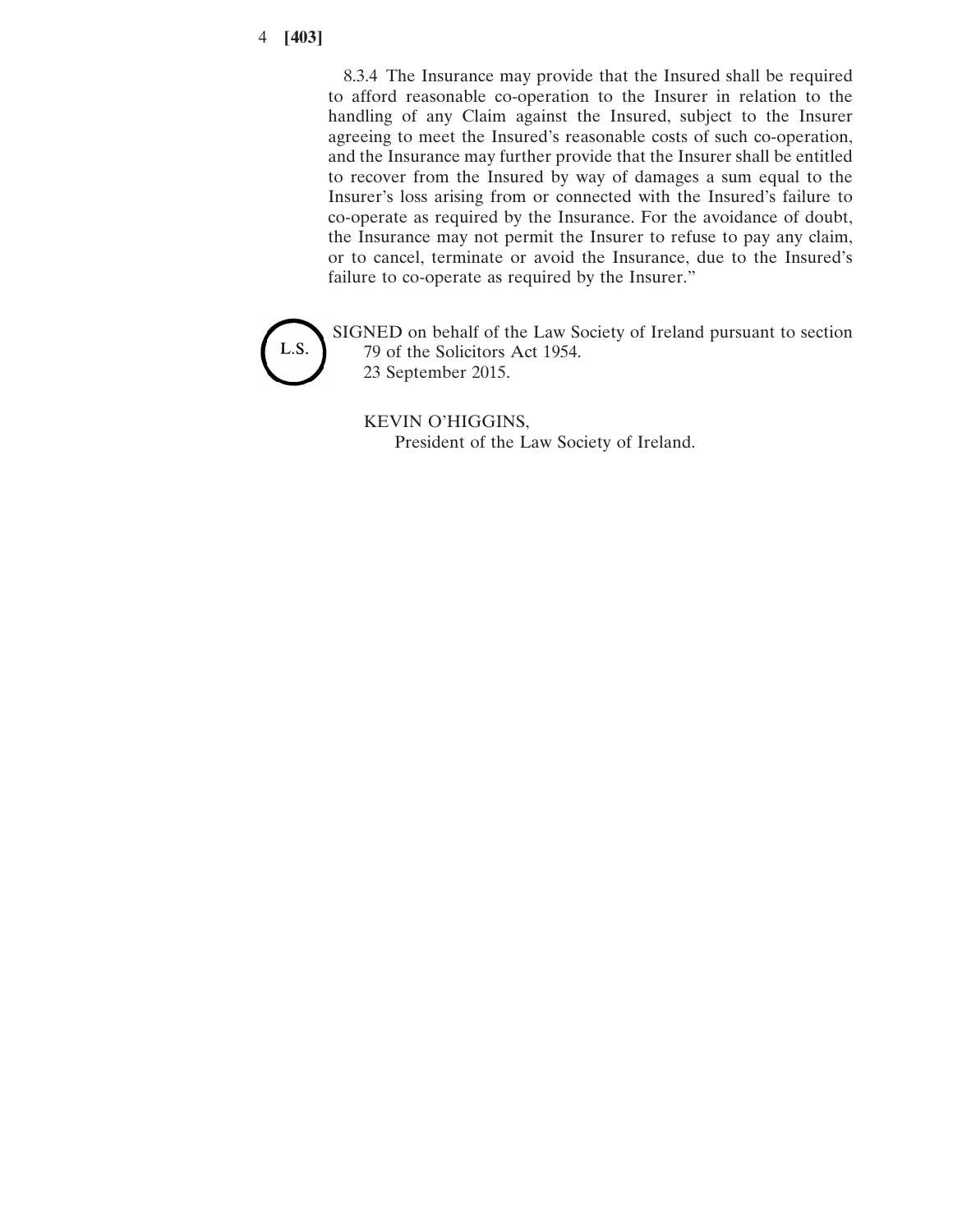8.3.4 The Insurance may provide that the Insured shall be required to afford reasonable co-operation to the Insurer in relation to the handling of any Claim against the Insured, subject to the Insurer agreeing to meet the Insured's reasonable costs of such co-operation, and the Insurance may further provide that the Insurer shall be entitled to recover from the Insured by way of damages a sum equal to the Insurer's loss arising from or connected with the Insured's failure to co-operate as required by the Insurance. For the avoidance of doubt, the Insurance may not permit the Insurer to refuse to pay any claim, or to cancel, terminate or avoid the Insurance, due to the Insured's failure to co-operate as required by the Insurer."

L.S.

SIGNED on behalf of the Law Society of Ireland pursuant to section 79 of the Solicitors Act 1954.
23 September 2015.

KEVIN O'HIGGINS,
President of the Law Society of Ireland.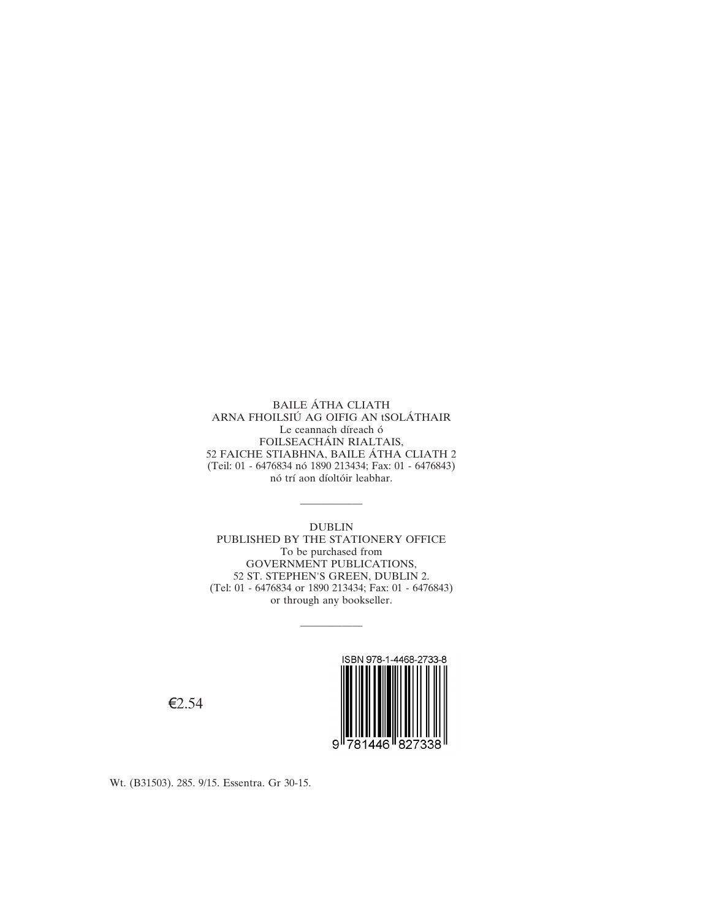BAILE ÁTHA CLIATH
ARNA FHOILSIÚ AG OIFIG AN tSOLÁTHAIR
Le ceannach díreach ó
FOILSEACHÁIN RIALTAIS,
52 FAICHE STIABHNA, BAILE ÁTHA CLIATH 2
(Teil: 01 - 6476834 nó 1890 213434; Fax: 01 - 6476843)
nó trí aon díoltóir leabhar.

---

DUBLIN
PUBLISHED BY THE STATIONERY OFFICE
To be purchased from
GOVERNMENT PUBLICATIONS,
52 ST. STEPHEN'S GREEN, DUBLIN 2.
(Tel: 01 - 6476834 or 1890 213434; Fax: 01 - 6476843)
or through any bookseller.

---

ISBN 978-1-4468-2733-8

9 781446 827338

€2.54

Wt. (B31503). 285. 9/15. Essentra. Gr 30-15.